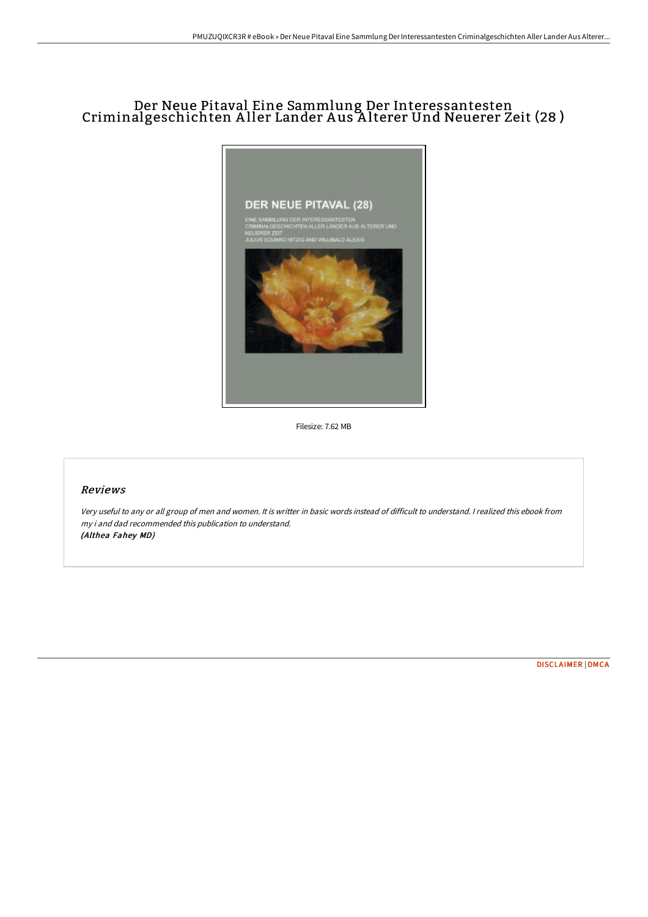# Der Neue Pitaval Eine Sammlung Der Interessantesten Criminalgeschichten Aller Lander Aus Alterer Und Neuerer Zeit (28 )

Filesize: 7.62 MB

## Reviews

*Very useful to any or all group of men and women. It is writter in basic words instead of difficult to understand. I realized this ebook from my i and dad recommended this publication to understand.*
*(Althea Fahey MD)*

DISCLAIMER | DMCA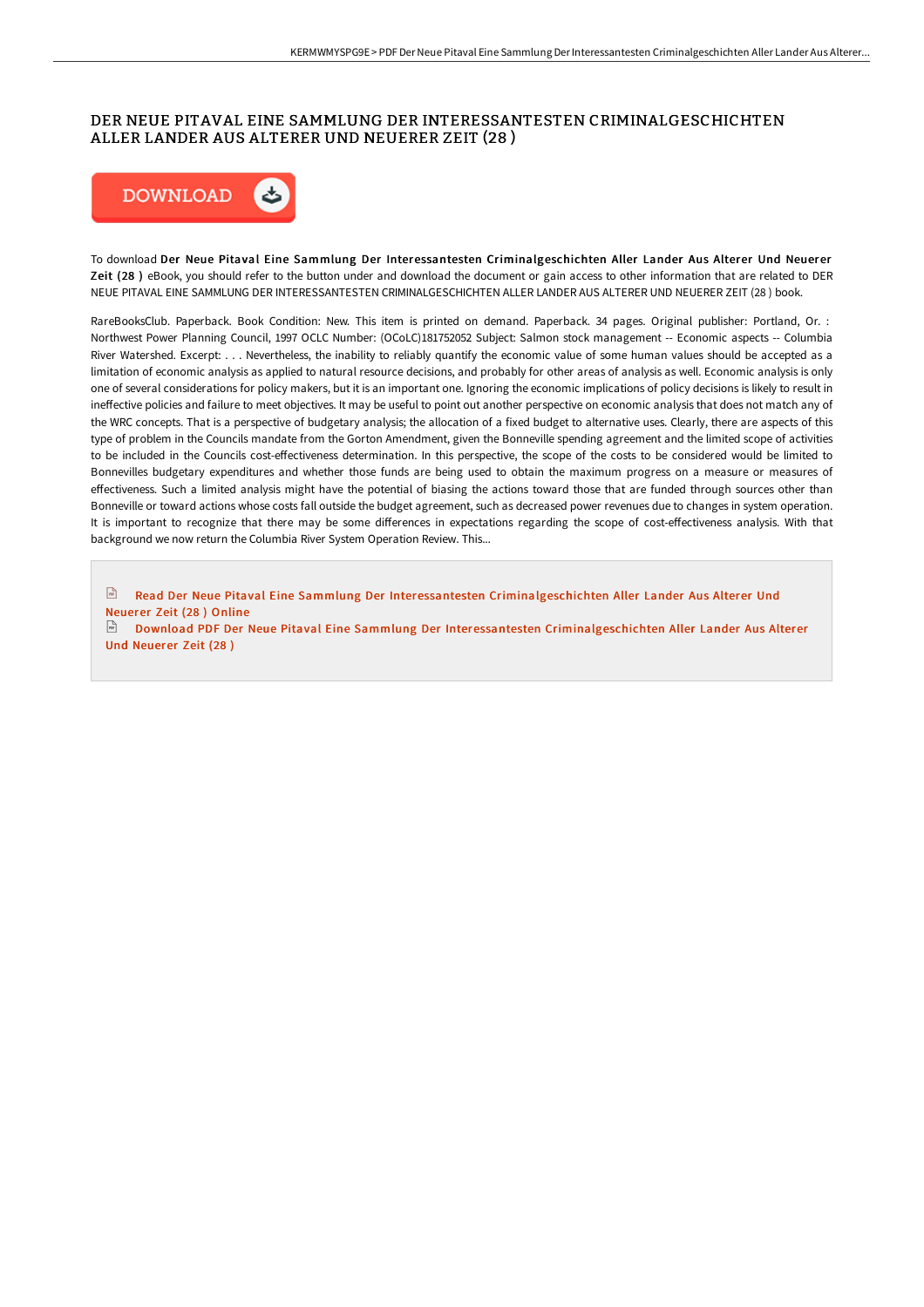# DER NEUE PITAVAL EINE SAMMLUNG DER INTERESSANTESTEN CRIMINALGESCHICHTEN ALLER LANDER AUS ALTERER UND NEUERER ZEIT (28 )

DOWNLOAD

To download **Der Neue Pitaval Eine Sammlung Der Interessantesten Criminalgeschichten Aller Lander Aus Alterer Und Neuerer Zeit (28 )** eBook, you should refer to the button under and download the document or gain access to other information that are related to DER NEUE PITAVAL EINE SAMMLUNG DER INTERESSANTESTEN CRIMINALGESCHICHTEN ALLER LANDER AUS ALTERER UND NEUERER ZEIT (28 ) book.

RareBooksClub. Paperback. Book Condition: New. This item is printed on demand. Paperback. 34 pages. Original publisher: Portland, Or. : Northwest Power Planning Council, 1997 OCLC Number: (OCoLC)181752052 Subject: Salmon stock management -- Economic aspects -- Columbia River Watershed. Excerpt: . . . Nevertheless, the inability to reliably quantify the economic value of some human values should be accepted as a limitation of economic analysis as applied to natural resource decisions, and probably for other areas of analysis as well. Economic analysis is only one of several considerations for policy makers, but it is an important one. Ignoring the economic implications of policy decisions is likely to result in ineffective policies and failure to meet objectives. It may be useful to point out another perspective on economic analysis that does not match any of the WRC concepts. That is a perspective of budgetary analysis; the allocation of a fixed budget to alternative uses. Clearly, there are aspects of this type of problem in the Councils mandate from the Gorton Amendment, given the Bonneville spending agreement and the limited scope of activities to be included in the Councils cost-effectiveness determination. In this perspective, the scope of the costs to be considered would be limited to Bonnevilles budgetary expenditures and whether those funds are being used to obtain the maximum progress on a measure or measures of effectiveness. Such a limited analysis might have the potential of biasing the actions toward those that are funded through sources other than Bonneville or toward actions whose costs fall outside the budget agreement, such as decreased power revenues due to changes in system operation. It is important to recognize that there may be some differences in expectations regarding the scope of cost-effectiveness analysis. With that background we now return the Columbia River System Operation Review. This...

- Read Der Neue Pitaval Eine Sammlung Der Interessantesten Criminalgeschichten Aller Lander Aus Alterer Und Neuerer Zeit (28 ) Online
- Download PDF Der Neue Pitaval Eine Sammlung Der Interessantesten Criminalgeschichten Aller Lander Aus Alterer Und Neuerer Zeit (28 )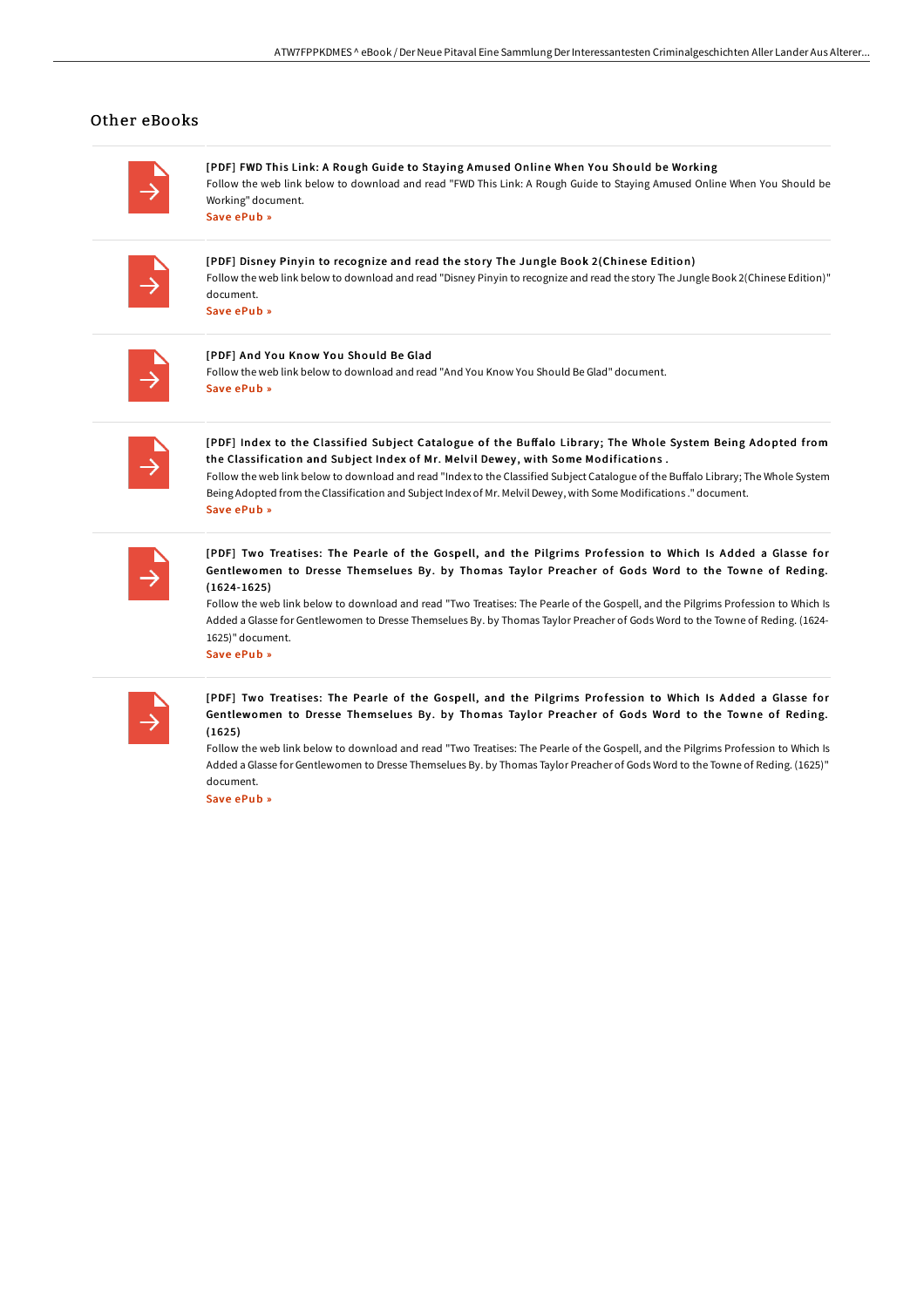## Other eBooks

[PDF] FWD This Link: A Rough Guide to Staying Amused Online When You Should be Working
Follow the web link below to download and read "FWD This Link: A Rough Guide to Staying Amused Online When You Should be Working" document.
Save ePub »

[PDF] Disney Pinyin to recognize and read the story The Jungle Book 2(Chinese Edition)
Follow the web link below to download and read "Disney Pinyin to recognize and read the story The Jungle Book 2(Chinese Edition)" document.
Save ePub »

[PDF] And You Know You Should Be Glad
Follow the web link below to download and read "And You Know You Should Be Glad" document.
Save ePub »

[PDF] Index to the Classified Subject Catalogue of the Buffalo Library; The Whole System Being Adopted from the Classification and Subject Index of Mr. Melvil Dewey, with Some Modifications .
Follow the web link below to download and read "Index to the Classified Subject Catalogue of the Buffalo Library; The Whole System Being Adopted from the Classification and Subject Index of Mr. Melvil Dewey, with Some Modifications ." document.
Save ePub »

[PDF] Two Treatises: The Pearle of the Gospell, and the Pilgrims Profession to Which Is Added a Glasse for Gentlewomen to Dresse Themselues By. by Thomas Taylor Preacher of Gods Word to the Towne of Reding. (1624-1625)
Follow the web link below to download and read "Two Treatises: The Pearle of the Gospell, and the Pilgrims Profession to Which Is Added a Glasse for Gentlewomen to Dresse Themselues By. by Thomas Taylor Preacher of Gods Word to the Towne of Reding. (1624-1625)" document.
Save ePub »

[PDF] Two Treatises: The Pearle of the Gospell, and the Pilgrims Profession to Which Is Added a Glasse for Gentlewomen to Dresse Themselues By. by Thomas Taylor Preacher of Gods Word to the Towne of Reding. (1625)
Follow the web link below to download and read "Two Treatises: The Pearle of the Gospell, and the Pilgrims Profession to Which Is Added a Glasse for Gentlewomen to Dresse Themselues By. by Thomas Taylor Preacher of Gods Word to the Towne of Reding. (1625)" document.
Save ePub »